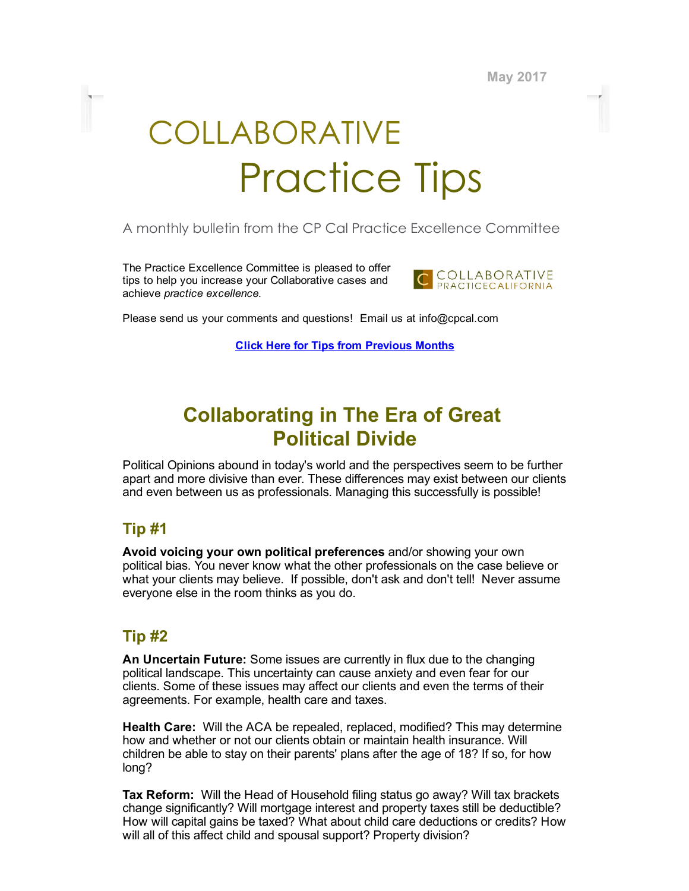May 2017

# COLLABORATIVE Practice Tips

A monthly bulletin from the CP Cal Practice Excellence Committee

The Practice Excellence Committee is pleased to offer tips to help you increase your Collaborative cases and achieve *practice excellence.*

COLLABORATIVE PRACTICECALIFORNIA

Please send us your comments and questions! Email us at info@cpcal.com

**Click Here for Tips from Previous Months**

## Collaborating in The Era of Great Political Divide

Political Opinions abound in today's world and the perspectives seem to be further apart and more divisive than ever. These differences may exist between our clients and even between us as professionals. Managing this successfully is possible!

### Tip #1

**Avoid voicing your own political preferences** and/or showing your own political bias. You never know what the other professionals on the case believe or what your clients may believe. If possible, don't ask and don't tell! Never assume everyone else in the room thinks as you do.

### Tip #2

**An Uncertain Future:** Some issues are currently in flux due to the changing political landscape. This uncertainty can cause anxiety and even fear for our clients. Some of these issues may affect our clients and even the terms of their agreements. For example, health care and taxes.

**Health Care:** Will the ACA be repealed, replaced, modified? This may determine how and whether or not our clients obtain or maintain health insurance. Will children be able to stay on their parents' plans after the age of 18? If so, for how long?

**Tax Reform:** Will the Head of Household filing status go away? Will tax brackets change significantly? Will mortgage interest and property taxes still be deductible? How will capital gains be taxed? What about child care deductions or credits? How will all of this affect child and spousal support? Property division?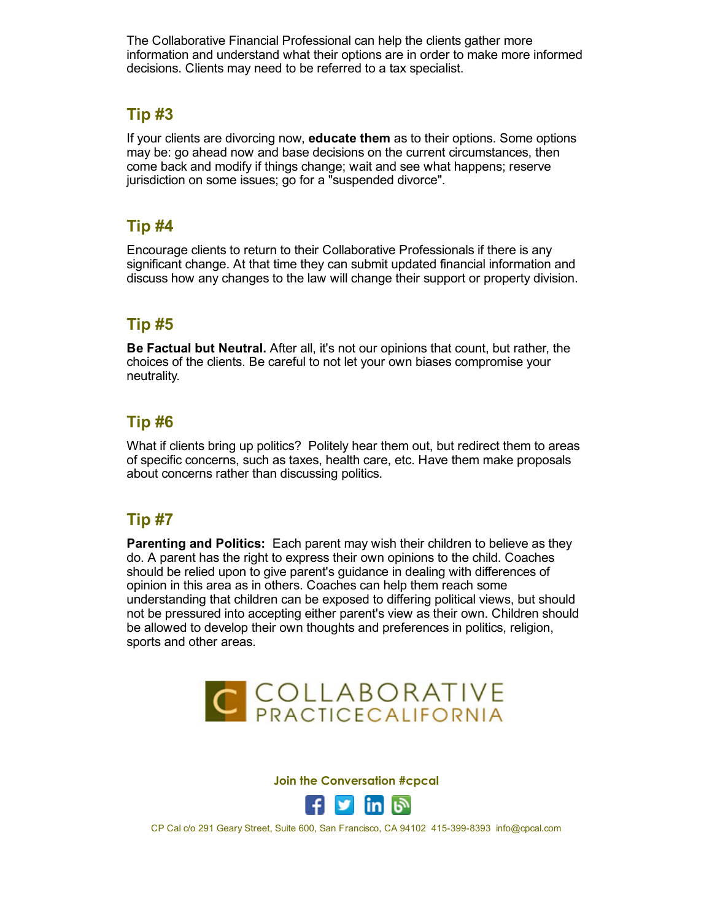The Collaborative Financial Professional can help the clients gather more information and understand what their options are in order to make more informed decisions. Clients may need to be referred to a tax specialist.

## Tip #3

If your clients are divorcing now, **educate them** as to their options. Some options may be: go ahead now and base decisions on the current circumstances, then come back and modify if things change; wait and see what happens; reserve jurisdiction on some issues; go for a "suspended divorce".

## Tip #4

Encourage clients to return to their Collaborative Professionals if there is any significant change. At that time they can submit updated financial information and discuss how any changes to the law will change their support or property division.

## Tip #5

**Be Factual but Neutral.** After all, it's not our opinions that count, but rather, the choices of the clients. Be careful to not let your own biases compromise your neutrality.

## Tip #6

What if clients bring up politics? Politely hear them out, but redirect them to areas of specific concerns, such as taxes, health care, etc. Have them make proposals about concerns rather than discussing politics.

## Tip #7

**Parenting and Politics:** Each parent may wish their children to believe as they do. A parent has the right to express their own opinions to the child. Coaches should be relied upon to give parent's guidance in dealing with differences of opinion in this area as in others. Coaches can help them reach some understanding that children can be exposed to differing political views, but should not be pressured into accepting either parent's view as their own. Children should be allowed to develop their own thoughts and preferences in politics, religion, sports and other areas.

COLLABORATIVE PRACTICE CALIFORNIA

**Join the Conversation #cpcal**

CP Cal c/o 291 Geary Street, Suite 600, San Francisco, CA 94102 415-399-8393 info@cpcal.com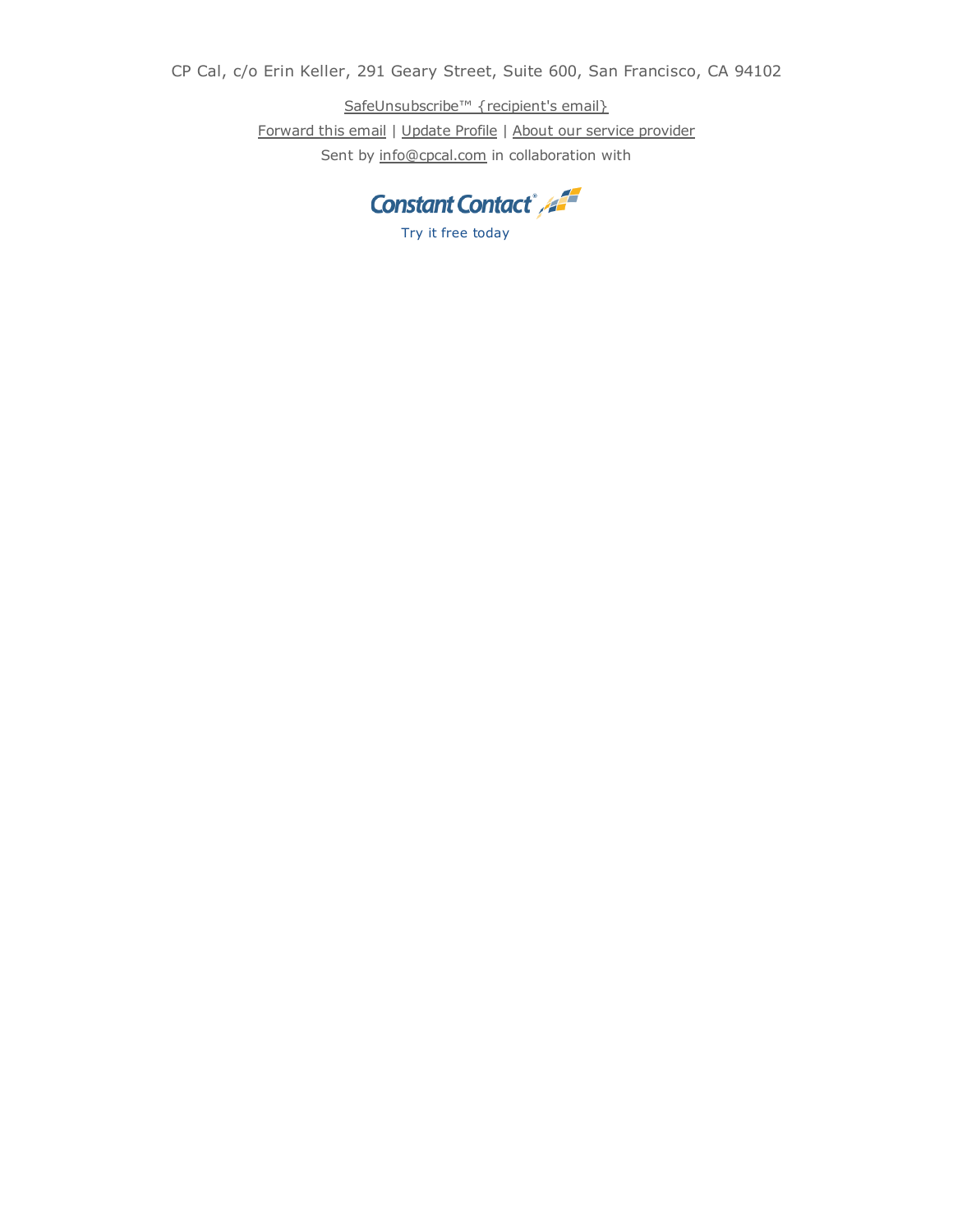CP Cal, c/o Erin Keller, 291 Geary Street, Suite 600, San Francisco, CA 94102

SafeUnsubscribe™ {recipient's email}

Forward this email | Update Profile | About our service provider

Sent by info@cpcal.com in collaboration with

Constant Contact®

Try it free today